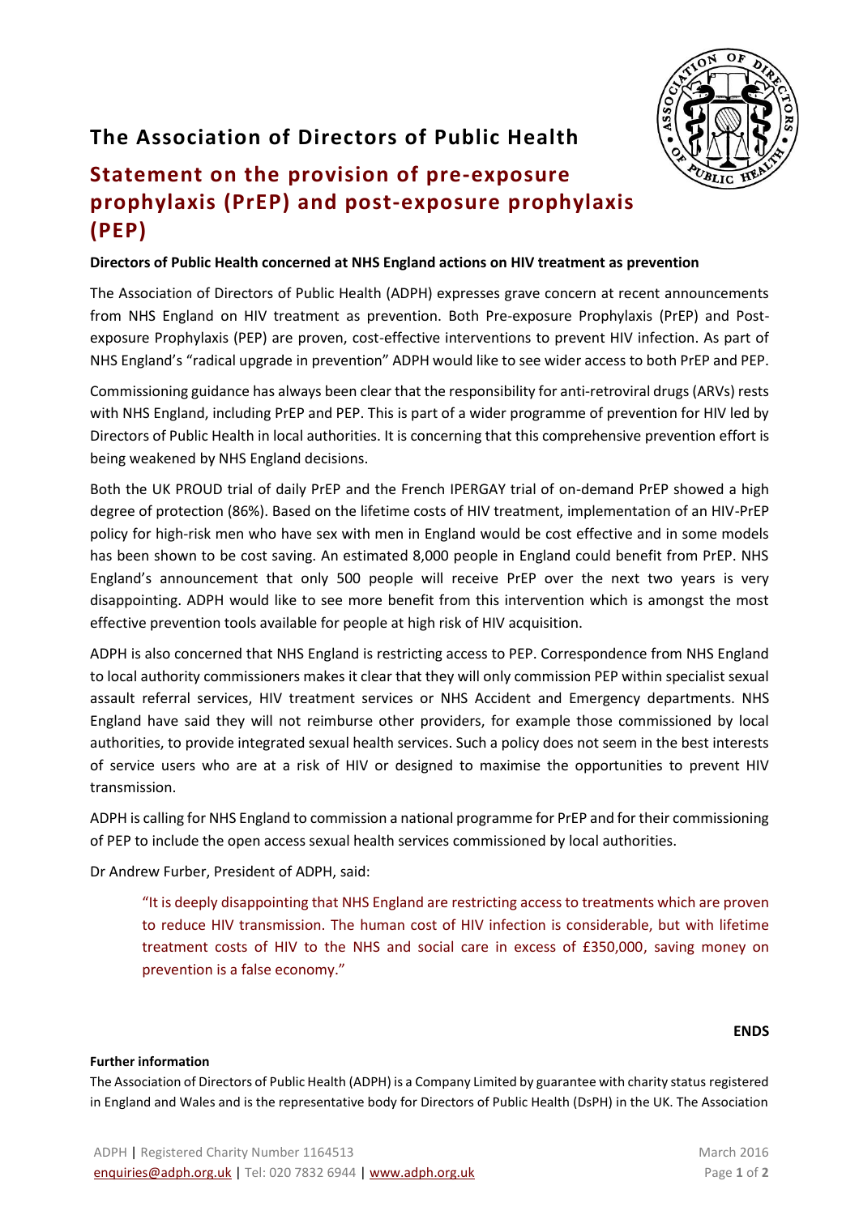# The Association of Directors of Public Health

## Statement on the provision of pre-exposure prophylaxis (PrEP) and post-exposure prophylaxis (PEP)

**Directors of Public Health concerned at NHS England actions on HIV treatment as prevention**

The Association of Directors of Public Health (ADPH) expresses grave concern at recent announcements from NHS England on HIV treatment as prevention. Both Pre-exposure Prophylaxis (PrEP) and Post-exposure Prophylaxis (PEP) are proven, cost-effective interventions to prevent HIV infection. As part of NHS England's "radical upgrade in prevention" ADPH would like to see wider access to both PrEP and PEP.

Commissioning guidance has always been clear that the responsibility for anti-retroviral drugs (ARVs) rests with NHS England, including PrEP and PEP. This is part of a wider programme of prevention for HIV led by Directors of Public Health in local authorities. It is concerning that this comprehensive prevention effort is being weakened by NHS England decisions.

Both the UK PROUD trial of daily PrEP and the French IPERGAY trial of on-demand PrEP showed a high degree of protection (86%). Based on the lifetime costs of HIV treatment, implementation of an HIV-PrEP policy for high-risk men who have sex with men in England would be cost effective and in some models has been shown to be cost saving. An estimated 8,000 people in England could benefit from PrEP. NHS England's announcement that only 500 people will receive PrEP over the next two years is very disappointing. ADPH would like to see more benefit from this intervention which is amongst the most effective prevention tools available for people at high risk of HIV acquisition.

ADPH is also concerned that NHS England is restricting access to PEP. Correspondence from NHS England to local authority commissioners makes it clear that they will only commission PEP within specialist sexual assault referral services, HIV treatment services or NHS Accident and Emergency departments. NHS England have said they will not reimburse other providers, for example those commissioned by local authorities, to provide integrated sexual health services. Such a policy does not seem in the best interests of service users who are at a risk of HIV or designed to maximise the opportunities to prevent HIV transmission.

ADPH is calling for NHS England to commission a national programme for PrEP and for their commissioning of PEP to include the open access sexual health services commissioned by local authorities.

Dr Andrew Furber, President of ADPH, said:

> "It is deeply disappointing that NHS England are restricting access to treatments which are proven to reduce HIV transmission. The human cost of HIV infection is considerable, but with lifetime treatment costs of HIV to the NHS and social care in excess of £350,000, saving money on prevention is a false economy."

**ENDS**

**Further information**

The Association of Directors of Public Health (ADPH) is a Company Limited by guarantee with charity status registered in England and Wales and is the representative body for Directors of Public Health (DsPH) in the UK. The Association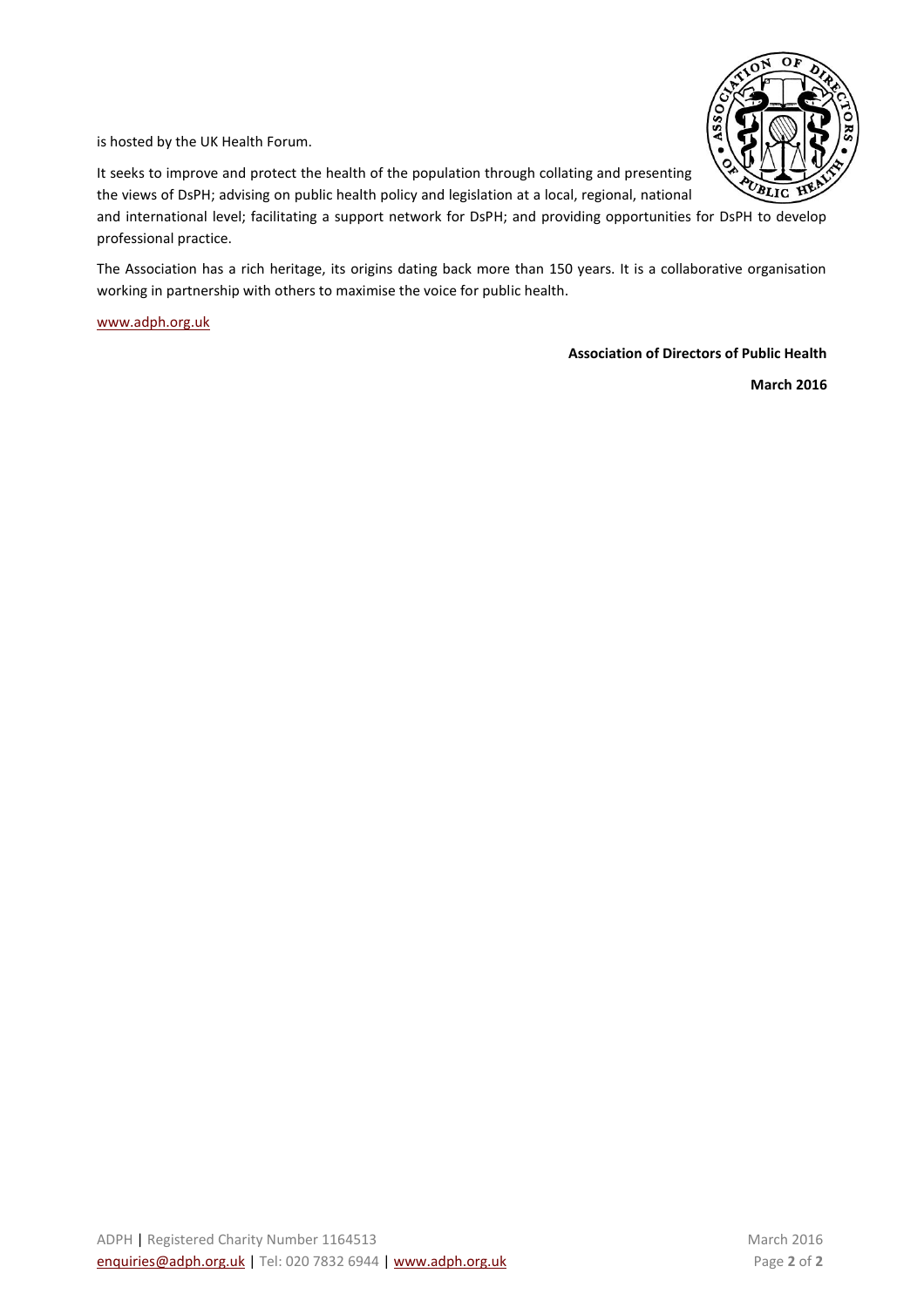is hosted by the UK Health Forum.

It seeks to improve and protect the health of the population through collating and presenting the views of DsPH; advising on public health policy and legislation at a local, regional, national and international level; facilitating a support network for DsPH; and providing opportunities for DsPH to develop professional practice.

The Association has a rich heritage, its origins dating back more than 150 years. It is a collaborative organisation working in partnership with others to maximise the voice for public health.

www.adph.org.uk

**Association of Directors of Public Health**

**March 2016**